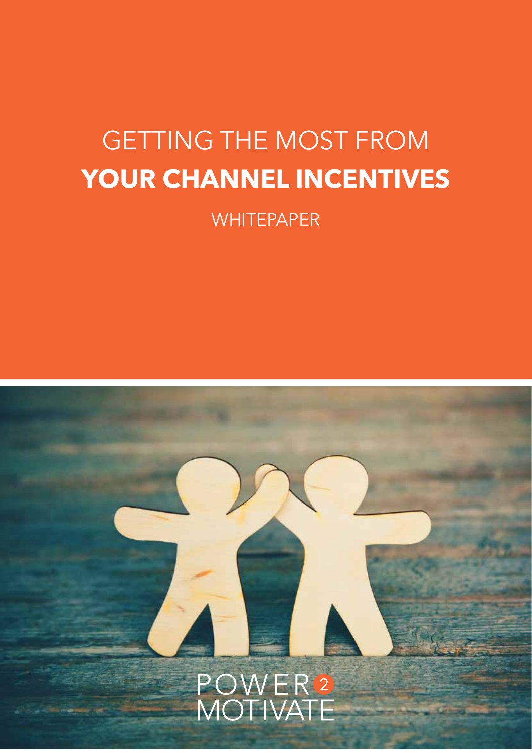# GETTING THE MOST FROM **YOUR CHANNEL INCENTIVES**

WHITEPAPER

POWER 2 MOTIVATE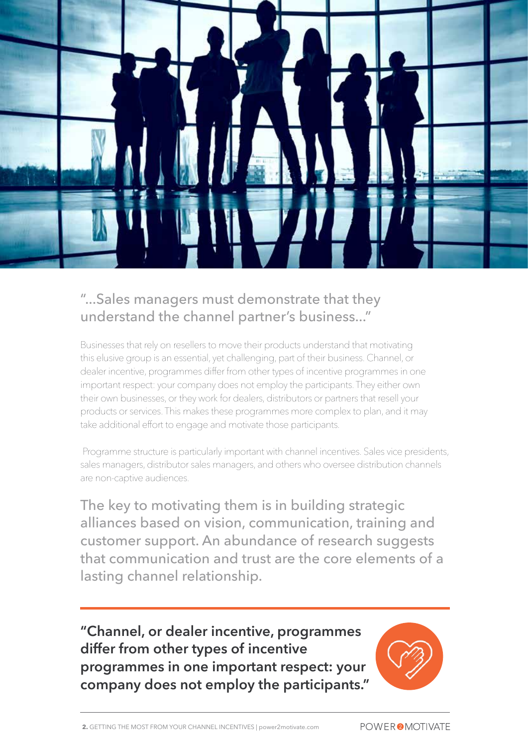"...Sales managers must demonstrate that they understand the channel partner's business..."

Businesses that rely on resellers to move their products understand that motivating this elusive group is an essential, yet challenging, part of their business. Channel, or dealer incentive, programmes differ from other types of incentive programmes in one important respect: your company does not employ the participants. They either own their own businesses, or they work for dealers, distributors or partners that resell your products or services. This makes these programmes more complex to plan, and it may take additional effort to engage and motivate those participants.

Programme structure is particularly important with channel incentives. Sales vice presidents, sales managers, distributor sales managers, and others who oversee distribution channels are non-captive audiences.

The key to motivating them is in building strategic alliances based on vision, communication, training and customer support. An abundance of research suggests that communication and trust are the core elements of a lasting channel relationship.

**"Channel, or dealer incentive, programmes differ from other types of incentive programmes in one important respect: your company does not employ the participants."**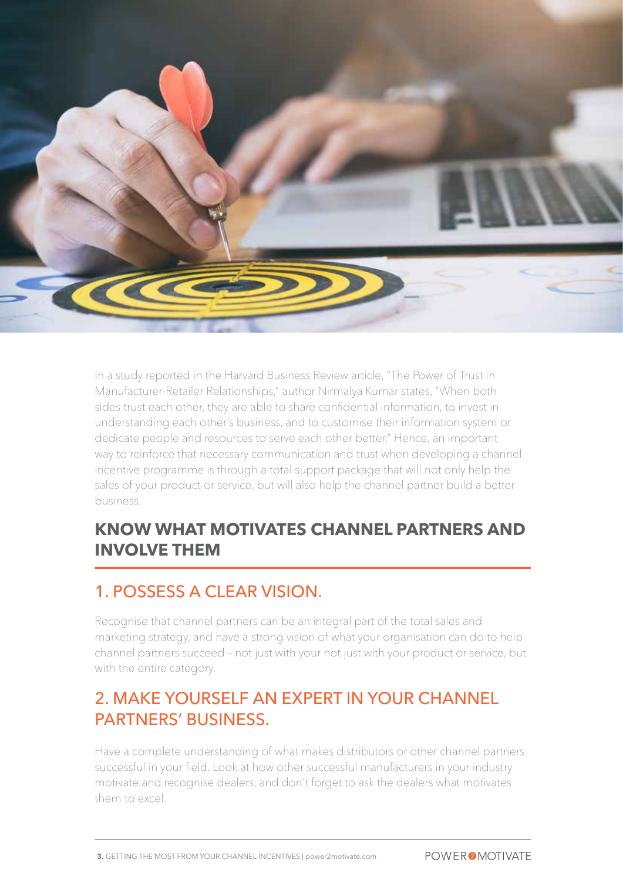In a study reported in the Harvard Business Review article, "The Power of Trust in Manufacturer-Retailer Relationships," author Nirmalya Kumar states, "When both sides trust each other, they are able to share confidential information, to invest in understanding each other's business, and to customise their information system or dedicate people and resources to serve each other better." Hence, an important way to reinforce that necessary communication and trust when developing a channel incentive programme is through a total support package that will not only help the sales of your product or service, but will also help the channel partner build a better business.

## KNOW WHAT MOTIVATES CHANNEL PARTNERS AND INVOLVE THEM

### 1. POSSESS A CLEAR VISION.

Recognise that channel partners can be an integral part of the total sales and marketing strategy, and have a strong vision of what your organisation can do to help channel partners succeed – not just with your not just with your product or service, but with the entire category.

### 2. MAKE YOURSELF AN EXPERT IN YOUR CHANNEL PARTNERS' BUSINESS.

Have a complete understanding of what makes distributors or other channel partners successful in your field. Look at how other successful manufacturers in your industry motivate and recognise dealers, and don't forget to ask the dealers what motivates them to excel.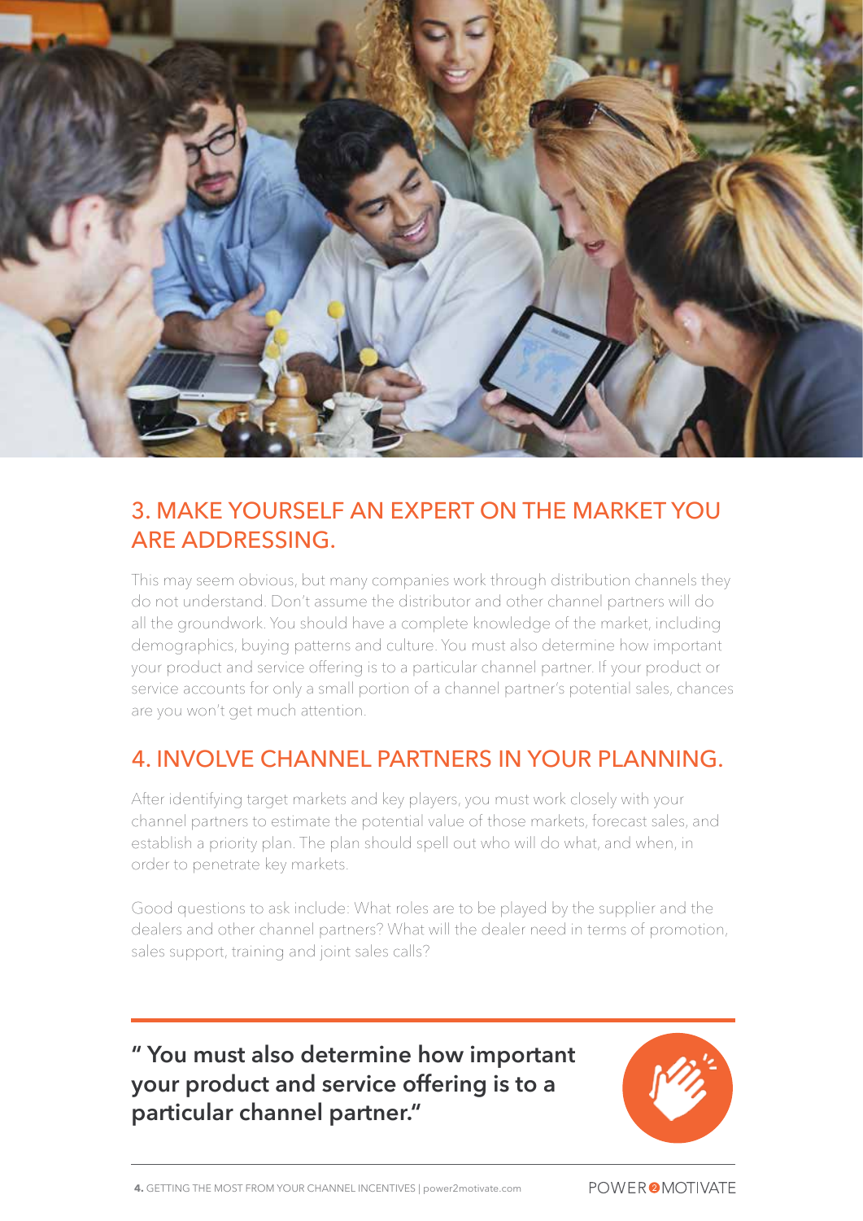## 3. MAKE YOURSELF AN EXPERT ON THE MARKET YOU ARE ADDRESSING.

This may seem obvious, but many companies work through distribution channels they do not understand. Don't assume the distributor and other channel partners will do all the groundwork. You should have a complete knowledge of the market, including demographics, buying patterns and culture. You must also determine how important your product and service offering is to a particular channel partner. If your product or service accounts for only a small portion of a channel partner's potential sales, chances are you won't get much attention.

## 4. INVOLVE CHANNEL PARTNERS IN YOUR PLANNING.

After identifying target markets and key players, you must work closely with your channel partners to estimate the potential value of those markets, forecast sales, and establish a priority plan. The plan should spell out who will do what, and when, in order to penetrate key markets.

Good questions to ask include: What roles are to be played by the supplier and the dealers and other channel partners? What will the dealer need in terms of promotion, sales support, training and joint sales calls?

**" You must also determine how important your product and service offering is to a particular channel partner."**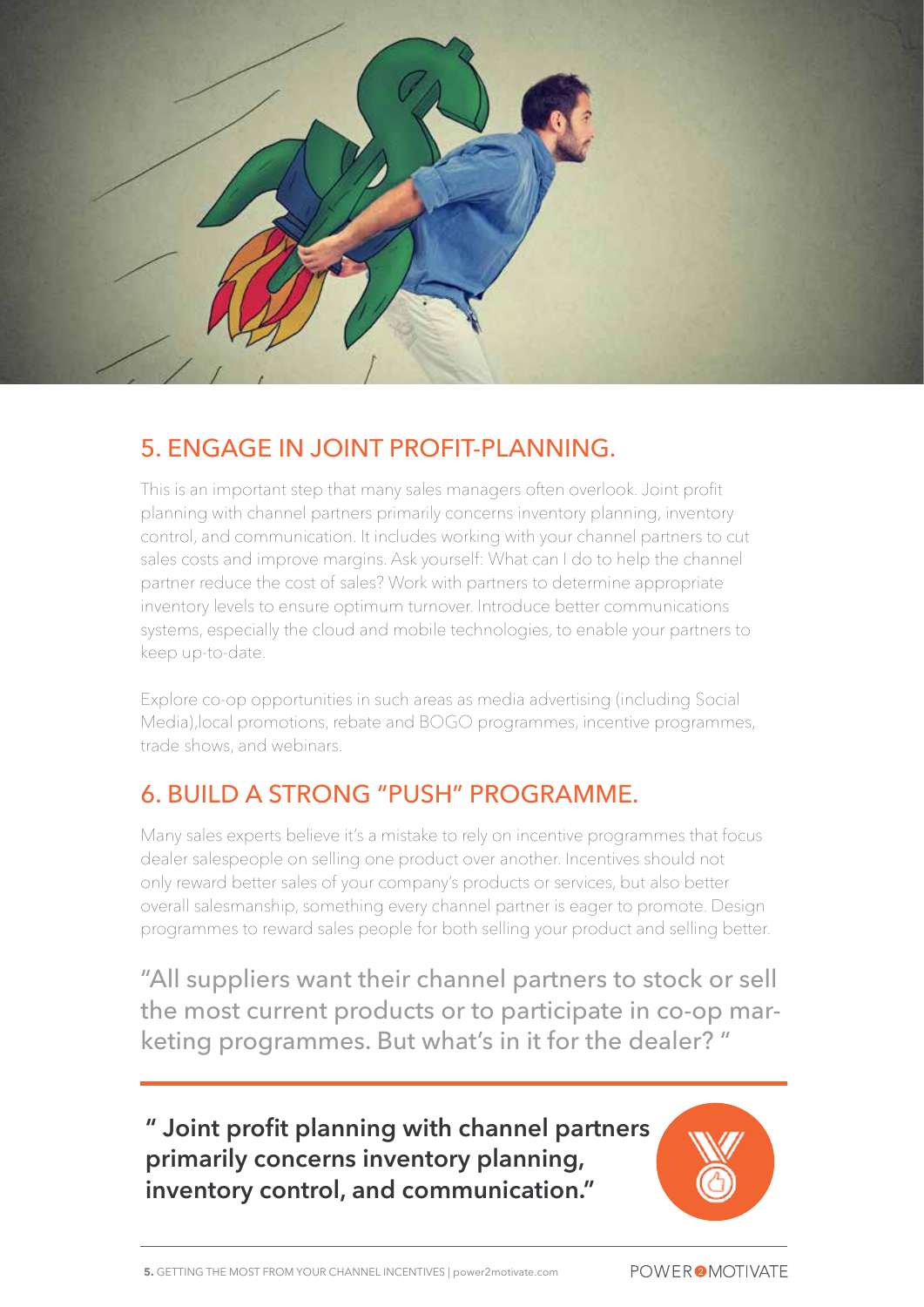## 5. ENGAGE IN JOINT PROFIT-PLANNING.

This is an important step that many sales managers often overlook. Joint profit planning with channel partners primarily concerns inventory planning, inventory control, and communication. It includes working with your channel partners to cut sales costs and improve margins. Ask yourself: What can I do to help the channel partner reduce the cost of sales? Work with partners to determine appropriate inventory levels to ensure optimum turnover. Introduce better communications systems, especially the cloud and mobile technologies, to enable your partners to keep up-to-date.

Explore co-op opportunities in such areas as media advertising (including Social Media),local promotions, rebate and BOGO programmes, incentive programmes, trade shows, and webinars.

## 6. BUILD A STRONG "PUSH" PROGRAMME.

Many sales experts believe it's a mistake to rely on incentive programmes that focus dealer salespeople on selling one product over another. Incentives should not only reward better sales of your company's products or services, but also better overall salesmanship, something every channel partner is eager to promote. Design programmes to reward sales people for both selling your product and selling better.

"All suppliers want their channel partners to stock or sell the most current products or to participate in co-op marketing programmes. But what's in it for the dealer? "

---

**" Joint profit planning with channel partners primarily concerns inventory planning, inventory control, and communication."**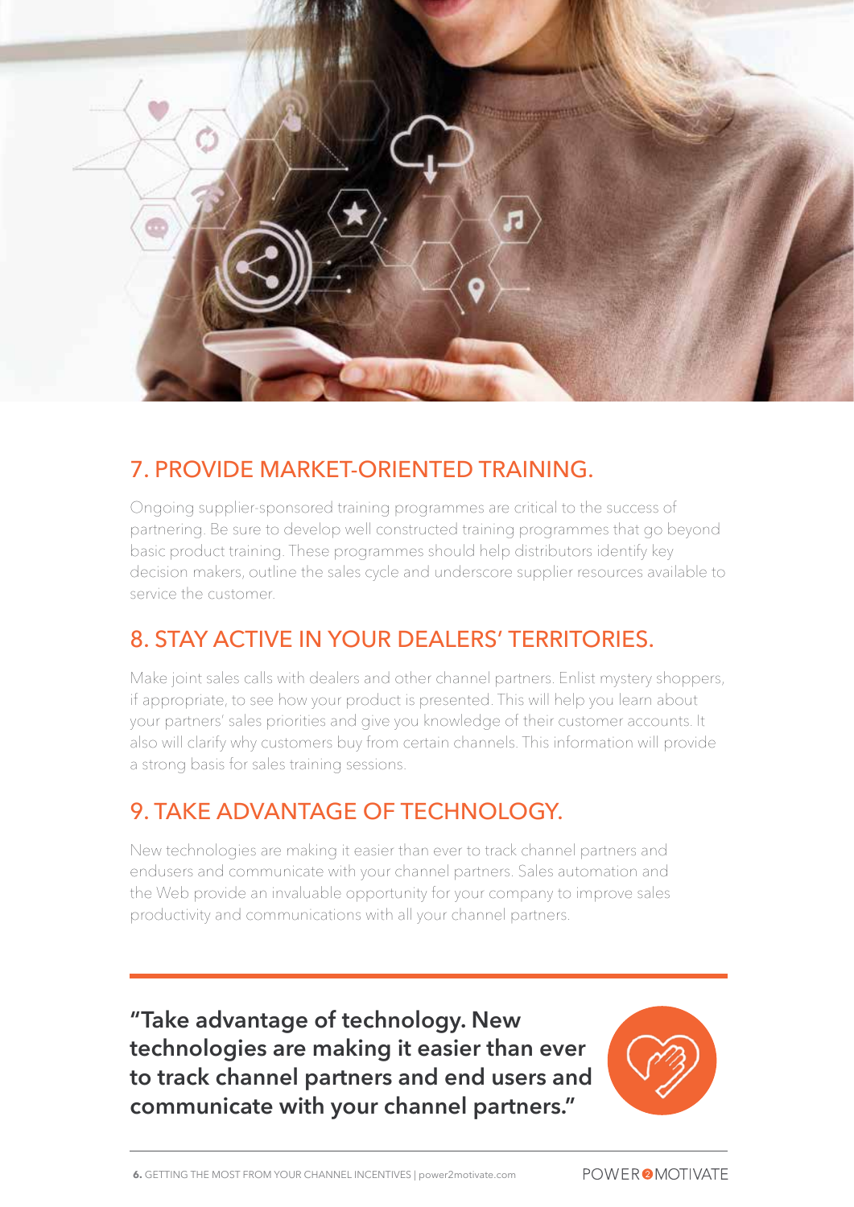## 7. PROVIDE MARKET-ORIENTED TRAINING.

Ongoing supplier-sponsored training programmes are critical to the success of partnering. Be sure to develop well constructed training programmes that go beyond basic product training. These programmes should help distributors identify key decision makers, outline the sales cycle and underscore supplier resources available to service the customer.

## 8. STAY ACTIVE IN YOUR DEALERS' TERRITORIES.

Make joint sales calls with dealers and other channel partners. Enlist mystery shoppers, if appropriate, to see how your product is presented. This will help you learn about your partners' sales priorities and give you knowledge of their customer accounts. It also will clarify why customers buy from certain channels. This information will provide a strong basis for sales training sessions.

## 9. TAKE ADVANTAGE OF TECHNOLOGY.

New technologies are making it easier than ever to track channel partners and endusers and communicate with your channel partners. Sales automation and the Web provide an invaluable opportunity for your company to improve sales productivity and communications with all your channel partners.

---

**"Take advantage of technology. New technologies are making it easier than ever to track channel partners and end users and communicate with your channel partners."**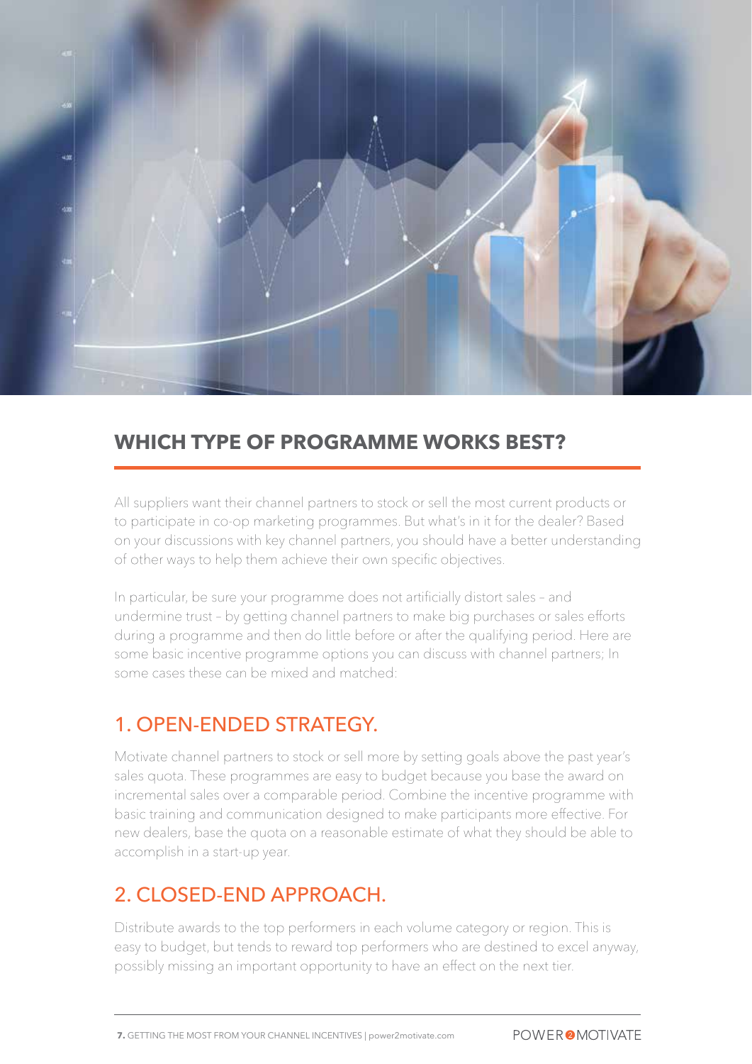## WHICH TYPE OF PROGRAMME WORKS BEST?

All suppliers want their channel partners to stock or sell the most current products or to participate in co-op marketing programmes. But what's in it for the dealer? Based on your discussions with key channel partners, you should have a better understanding of other ways to help them achieve their own specific objectives.

In particular, be sure your programme does not artificially distort sales – and undermine trust – by getting channel partners to make big purchases or sales efforts during a programme and then do little before or after the qualifying period. Here are some basic incentive programme options you can discuss with channel partners; In some cases these can be mixed and matched:

### 1. OPEN-ENDED STRATEGY.

Motivate channel partners to stock or sell more by setting goals above the past year's sales quota. These programmes are easy to budget because you base the award on incremental sales over a comparable period. Combine the incentive programme with basic training and communication designed to make participants more effective. For new dealers, base the quota on a reasonable estimate of what they should be able to accomplish in a start-up year.

### 2. CLOSED-END APPROACH.

Distribute awards to the top performers in each volume category or region. This is easy to budget, but tends to reward top performers who are destined to excel anyway, possibly missing an important opportunity to have an effect on the next tier.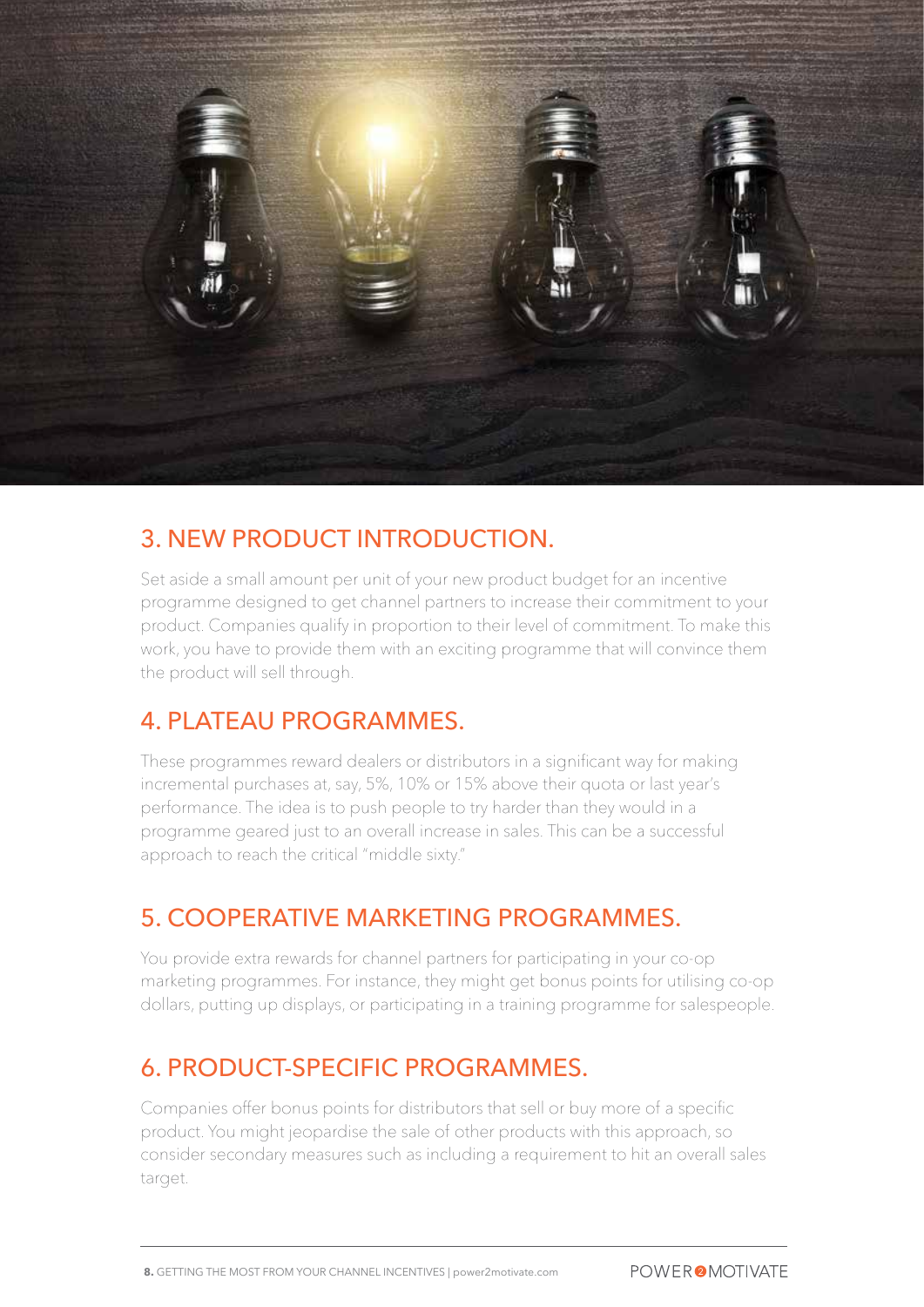## 3. NEW PRODUCT INTRODUCTION.

Set aside a small amount per unit of your new product budget for an incentive programme designed to get channel partners to increase their commitment to your product. Companies qualify in proportion to their level of commitment. To make this work, you have to provide them with an exciting programme that will convince them the product will sell through.

## 4. PLATEAU PROGRAMMES.

These programmes reward dealers or distributors in a significant way for making incremental purchases at, say, 5%, 10% or 15% above their quota or last year's performance. The idea is to push people to try harder than they would in a programme geared just to an overall increase in sales. This can be a successful approach to reach the critical "middle sixty."

## 5. COOPERATIVE MARKETING PROGRAMMES.

You provide extra rewards for channel partners for participating in your co-op marketing programmes. For instance, they might get bonus points for utilising co-op dollars, putting up displays, or participating in a training programme for salespeople.

## 6. PRODUCT-SPECIFIC PROGRAMMES.

Companies offer bonus points for distributors that sell or buy more of a specific product. You might jeopardise the sale of other products with this approach, so consider secondary measures such as including a requirement to hit an overall sales target.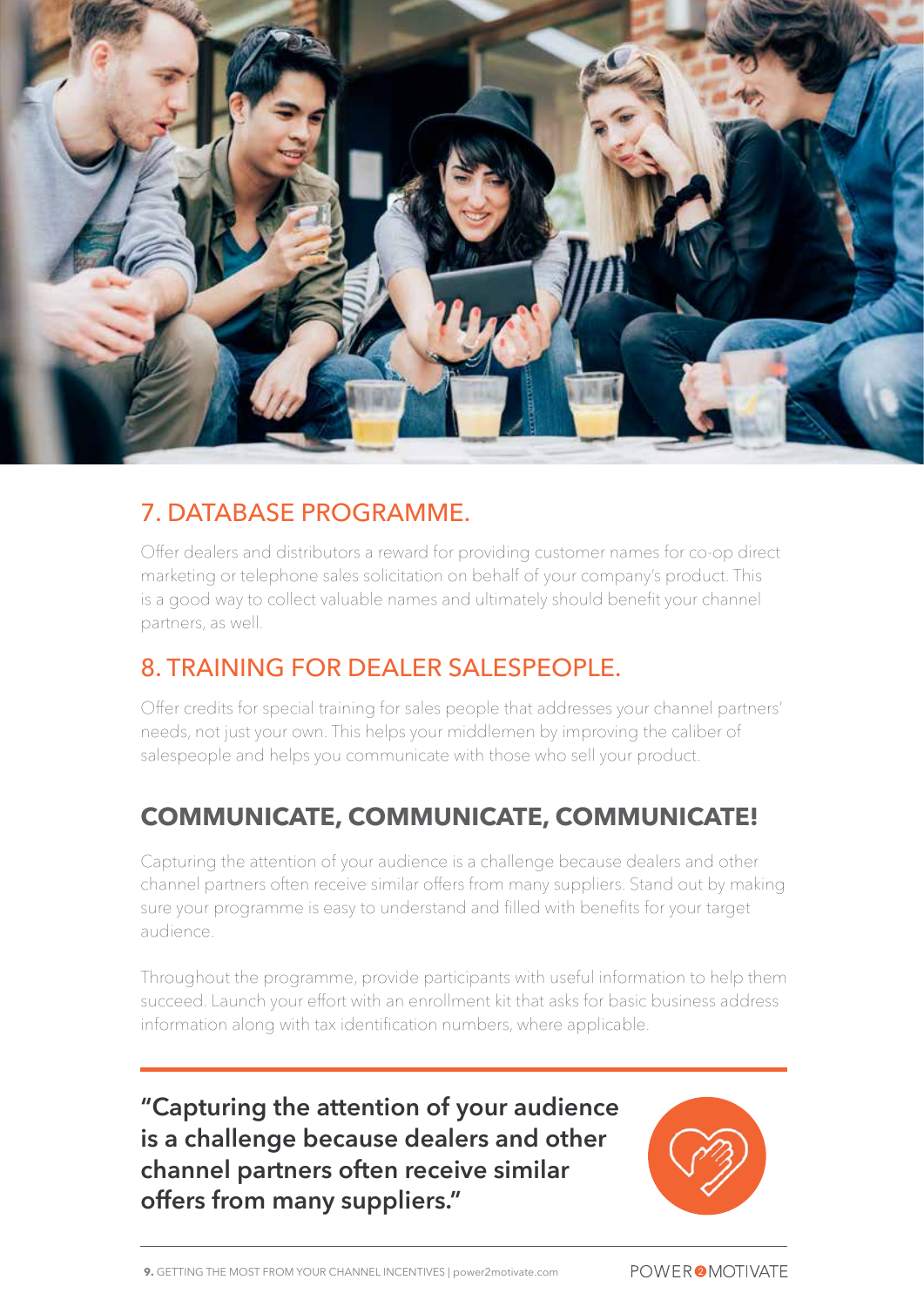## 7. DATABASE PROGRAMME.

Offer dealers and distributors a reward for providing customer names for co-op direct marketing or telephone sales solicitation on behalf of your company's product. This is a good way to collect valuable names and ultimately should benefit your channel partners, as well.

## 8. TRAINING FOR DEALER SALESPEOPLE.

Offer credits for special training for sales people that addresses your channel partners' needs, not just your own. This helps your middlemen by improving the caliber of salespeople and helps you communicate with those who sell your product.

## COMMUNICATE, COMMUNICATE, COMMUNICATE!

Capturing the attention of your audience is a challenge because dealers and other channel partners often receive similar offers from many suppliers. Stand out by making sure your programme is easy to understand and filled with benefits for your target audience.

Throughout the programme, provide participants with useful information to help them succeed. Launch your effort with an enrollment kit that asks for basic business address information along with tax identification numbers, where applicable.

**"Capturing the attention of your audience is a challenge because dealers and other channel partners often receive similar offers from many suppliers."**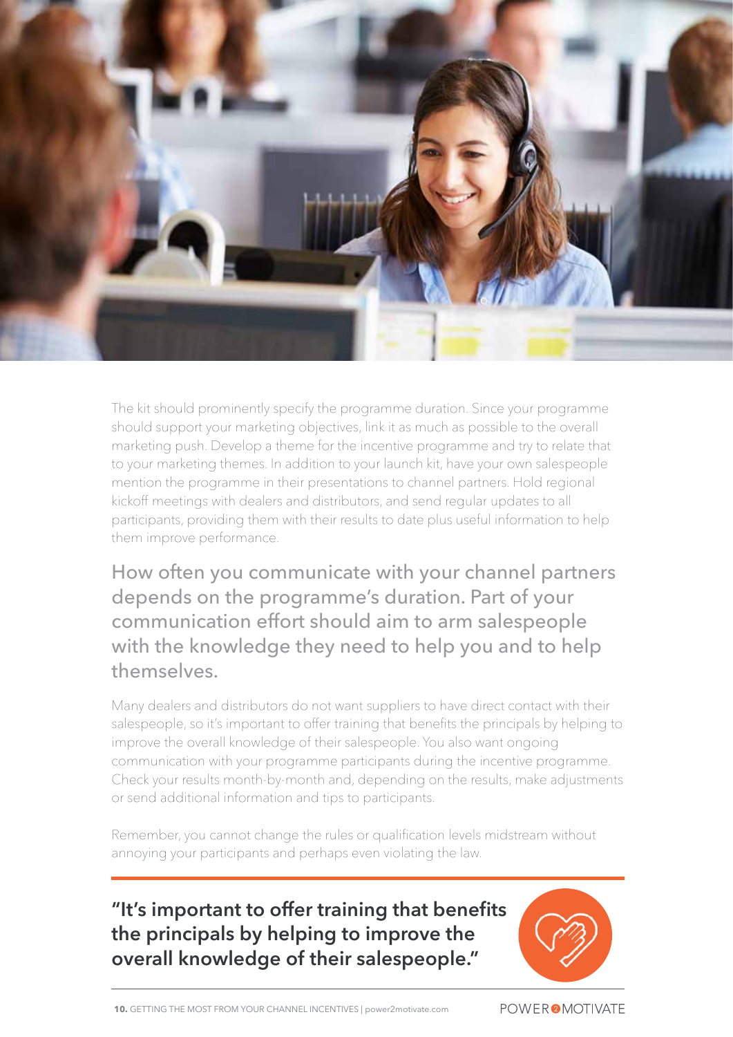The kit should prominently specify the programme duration. Since your programme should support your marketing objectives, link it as much as possible to the overall marketing push. Develop a theme for the incentive programme and try to relate that to your marketing themes. In addition to your launch kit, have your own salespeople mention the programme in their presentations to channel partners. Hold regional kickoff meetings with dealers and distributors, and send regular updates to all participants, providing them with their results to date plus useful information to help them improve performance.

## How often you communicate with your channel partners depends on the programme's duration. Part of your communication effort should aim to arm salespeople with the knowledge they need to help you and to help themselves.

Many dealers and distributors do not want suppliers to have direct contact with their salespeople, so it's important to offer training that benefits the principals by helping to improve the overall knowledge of their salespeople. You also want ongoing communication with your programme participants during the incentive programme. Check your results month-by-month and, depending on the results, make adjustments or send additional information and tips to participants.

Remember, you cannot change the rules or qualification levels midstream without annoying your participants and perhaps even violating the law.

**"It's important to offer training that benefits the principals by helping to improve the overall knowledge of their salespeople."**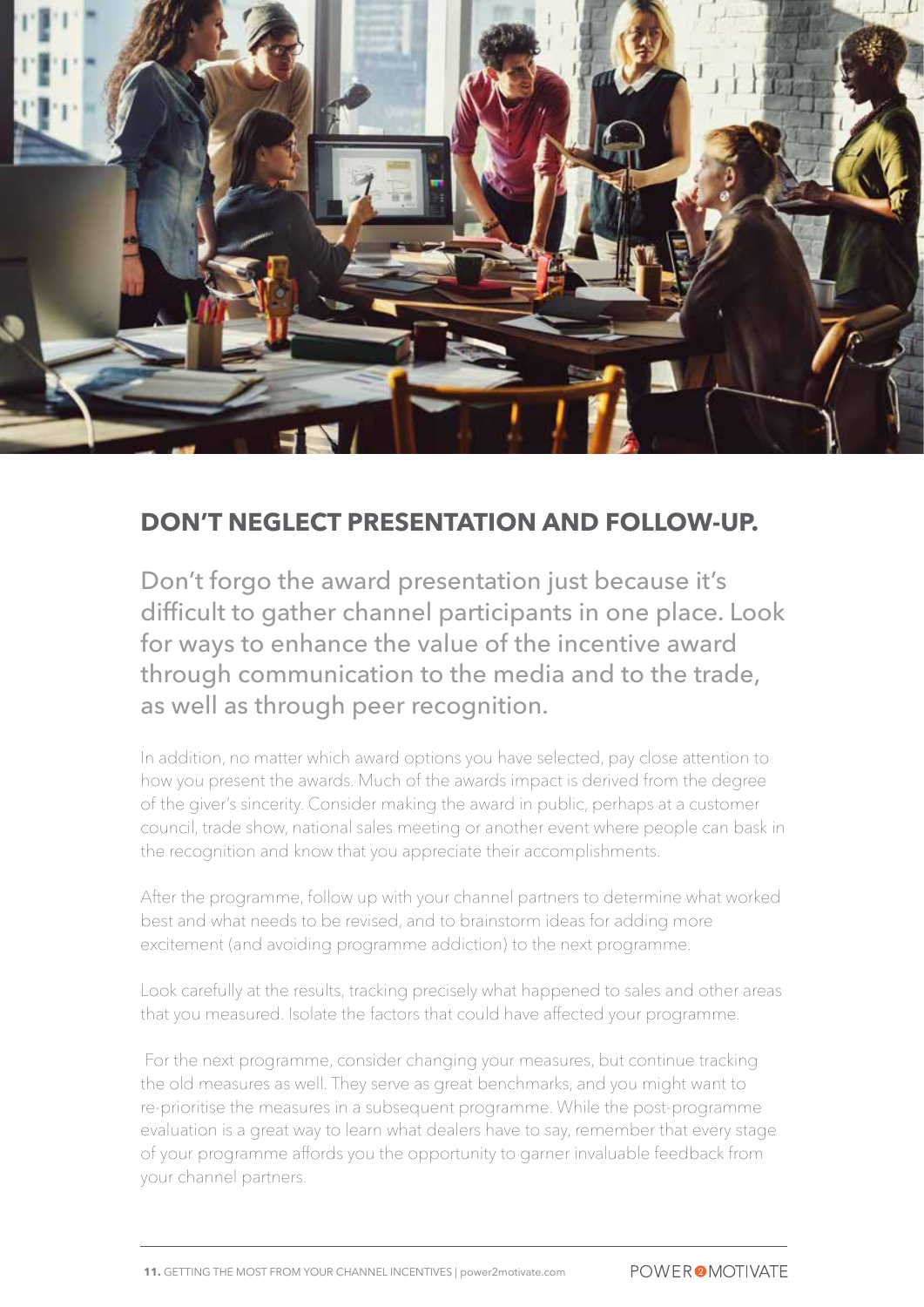## DON'T NEGLECT PRESENTATION AND FOLLOW-UP.

Don't forgo the award presentation just because it's difficult to gather channel participants in one place. Look for ways to enhance the value of the incentive award through communication to the media and to the trade, as well as through peer recognition.

In addition, no matter which award options you have selected, pay close attention to how you present the awards. Much of the awards impact is derived from the degree of the giver's sincerity. Consider making the award in public, perhaps at a customer council, trade show, national sales meeting or another event where people can bask in the recognition and know that you appreciate their accomplishments.

After the programme, follow up with your channel partners to determine what worked best and what needs to be revised, and to brainstorm ideas for adding more excitement (and avoiding programme addiction) to the next programme.

Look carefully at the results, tracking precisely what happened to sales and other areas that you measured. Isolate the factors that could have affected your programme.

For the next programme, consider changing your measures, but continue tracking the old measures as well. They serve as great benchmarks, and you might want to re-prioritise the measures in a subsequent programme. While the post-programme evaluation is a great way to learn what dealers have to say, remember that every stage of your programme affords you the opportunity to garner invaluable feedback from your channel partners.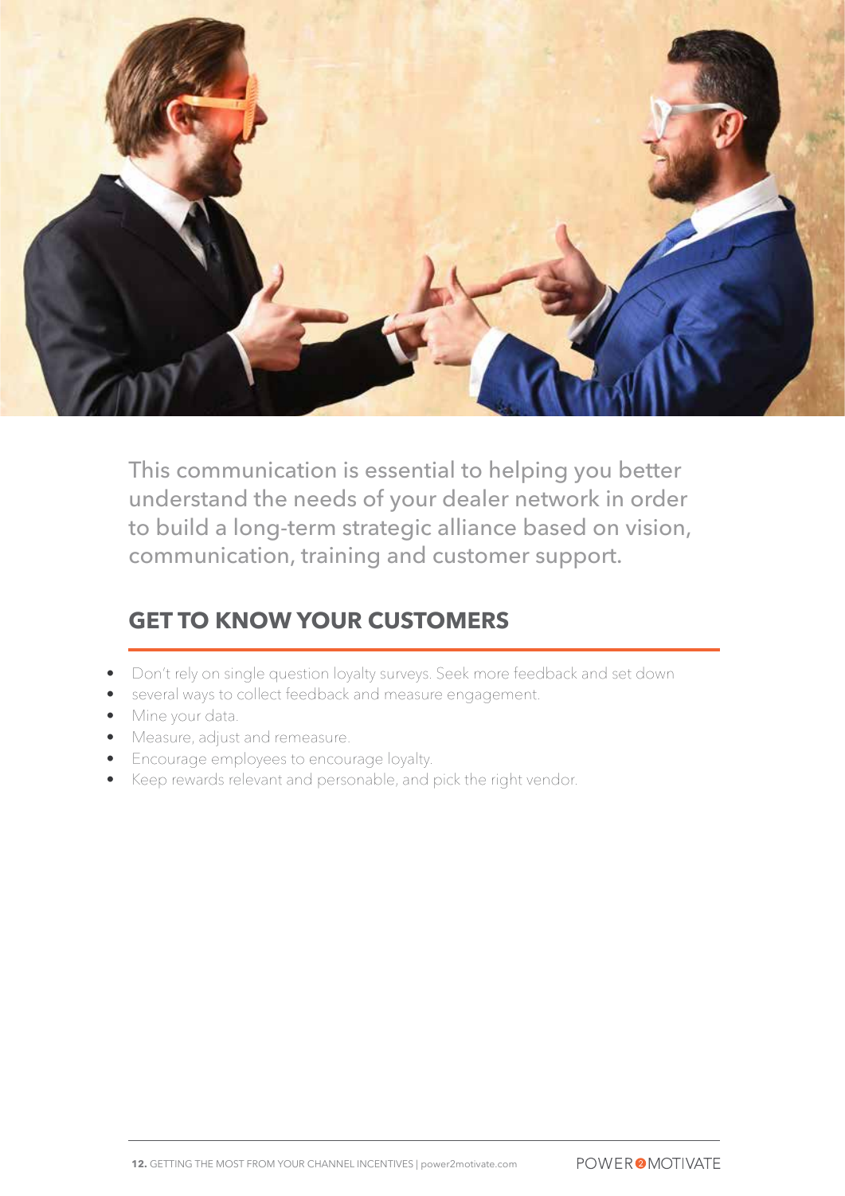This communication is essential to helping you better understand the needs of your dealer network in order to build a long-term strategic alliance based on vision, communication, training and customer support.

## GET TO KNOW YOUR CUSTOMERS

- Don't rely on single question loyalty surveys. Seek more feedback and set down
- several ways to collect feedback and measure engagement.
- Mine your data.
- Measure, adjust and remeasure.
- Encourage employees to encourage loyalty.
- Keep rewards relevant and personable, and pick the right vendor.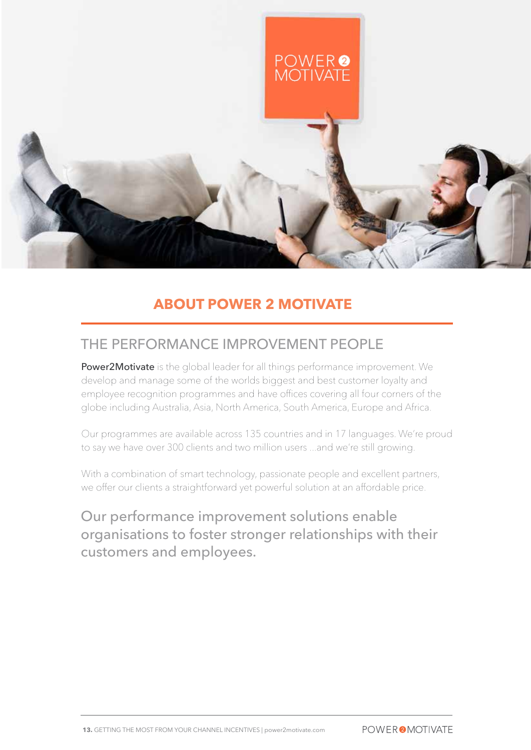## ABOUT POWER 2 MOTIVATE

### THE PERFORMANCE IMPROVEMENT PEOPLE

**Power2Motivate** is the global leader for all things performance improvement. We develop and manage some of the worlds biggest and best customer loyalty and employee recognition programmes and have offices covering all four corners of the globe including Australia, Asia, North America, South America, Europe and Africa.

Our programmes are available across 135 countries and in 17 languages. We're proud to say we have over 300 clients and two million users ...and we're still growing.

With a combination of smart technology, passionate people and excellent partners, we offer our clients a straightforward yet powerful solution at an affordable price.

Our performance improvement solutions enable organisations to foster stronger relationships with their customers and employees.